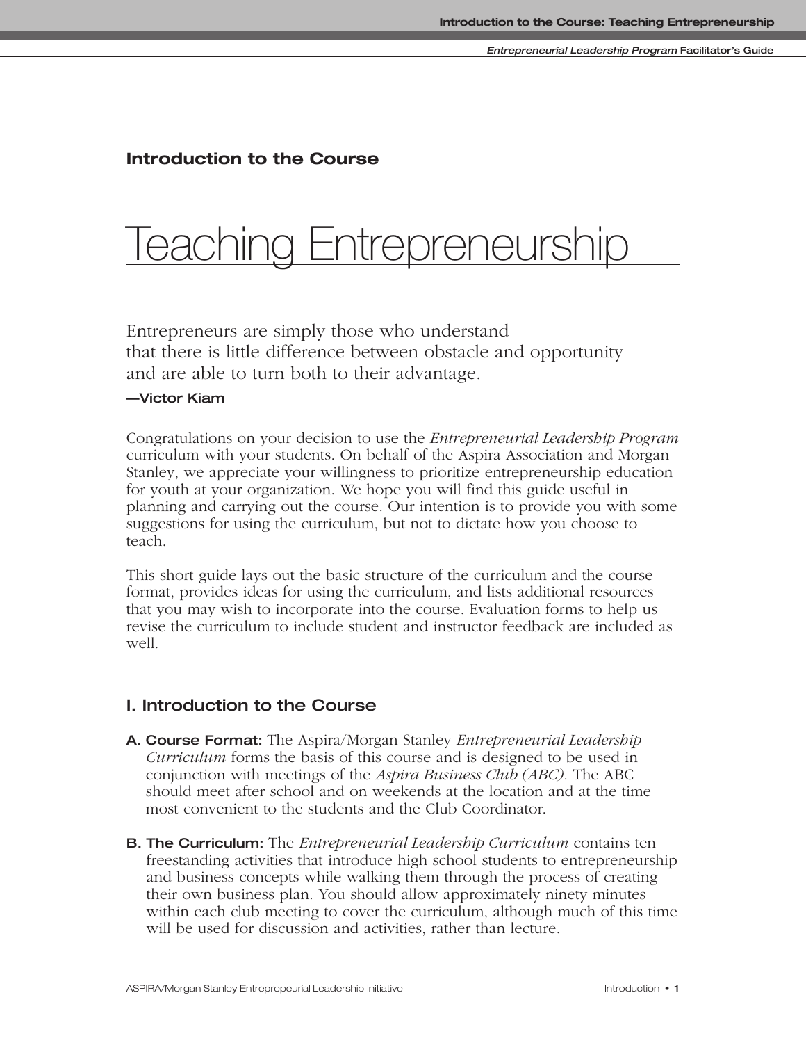**Introduction to the Course**

# Teaching Entrepreneurship

Entrepreneurs are simply those who understand
that there is little difference between obstacle and opportunity
and are able to turn both to their advantage.

**—Victor Kiam**

Congratulations on your decision to use the *Entrepreneurial Leadership Program* curriculum with your students. On behalf of the Aspira Association and Morgan Stanley, we appreciate your willingness to prioritize entrepreneurship education for youth at your organization. We hope you will find this guide useful in planning and carrying out the course. Our intention is to provide you with some suggestions for using the curriculum, but not to dictate how you choose to teach.

This short guide lays out the basic structure of the curriculum and the course format, provides ideas for using the curriculum, and lists additional resources that you may wish to incorporate into the course. Evaluation forms to help us revise the curriculum to include student and instructor feedback are included as well.

## I. Introduction to the Course

**A. Course Format:** The Aspira/Morgan Stanley *Entrepreneurial Leadership Curriculum* forms the basis of this course and is designed to be used in conjunction with meetings of the *Aspira Business Club (ABC)*. The ABC should meet after school and on weekends at the location and at the time most convenient to the students and the Club Coordinator.

**B. The Curriculum:** The *Entrepreneurial Leadership Curriculum* contains ten freestanding activities that introduce high school students to entrepreneurship and business concepts while walking them through the process of creating their own business plan. You should allow approximately ninety minutes within each club meeting to cover the curriculum, although much of this time will be used for discussion and activities, rather than lecture.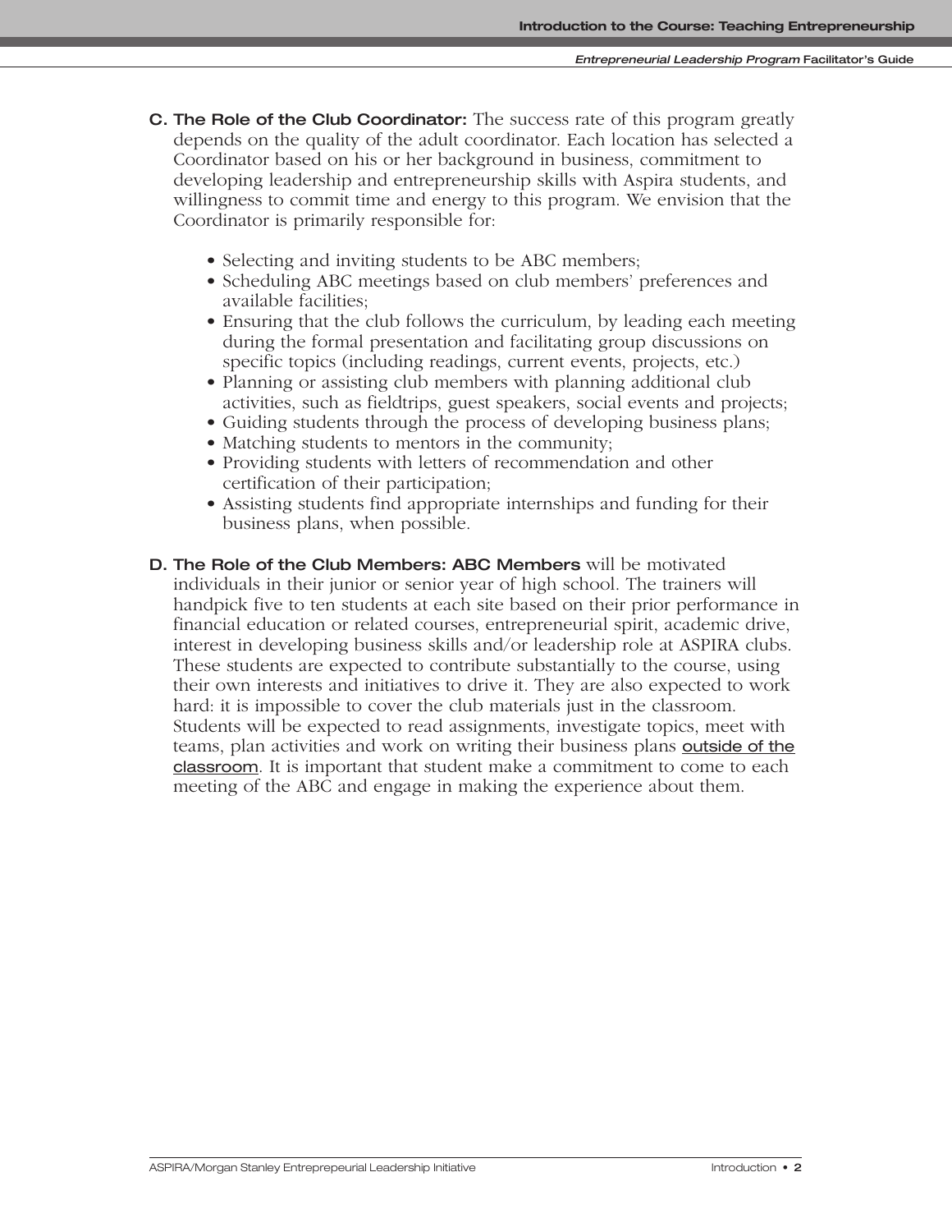**C. The Role of the Club Coordinator:** The success rate of this program greatly depends on the quality of the adult coordinator. Each location has selected a Coordinator based on his or her background in business, commitment to developing leadership and entrepreneurship skills with Aspira students, and willingness to commit time and energy to this program. We envision that the Coordinator is primarily responsible for:

- Selecting and inviting students to be ABC members;
- Scheduling ABC meetings based on club members' preferences and available facilities;
- Ensuring that the club follows the curriculum, by leading each meeting during the formal presentation and facilitating group discussions on specific topics (including readings, current events, projects, etc.)
- Planning or assisting club members with planning additional club activities, such as fieldtrips, guest speakers, social events and projects;
- Guiding students through the process of developing business plans;
- Matching students to mentors in the community;
- Providing students with letters of recommendation and other certification of their participation;
- Assisting students find appropriate internships and funding for their business plans, when possible.

**D. The Role of the Club Members: ABC Members** will be motivated individuals in their junior or senior year of high school. The trainers will handpick five to ten students at each site based on their prior performance in financial education or related courses, entrepreneurial spirit, academic drive, interest in developing business skills and/or leadership role at ASPIRA clubs. These students are expected to contribute substantially to the course, using their own interests and initiatives to drive it. They are also expected to work hard: it is impossible to cover the club materials just in the classroom. Students will be expected to read assignments, investigate topics, meet with teams, plan activities and work on writing their business plans <u>outside of the classroom</u>. It is important that student make a commitment to come to each meeting of the ABC and engage in making the experience about them.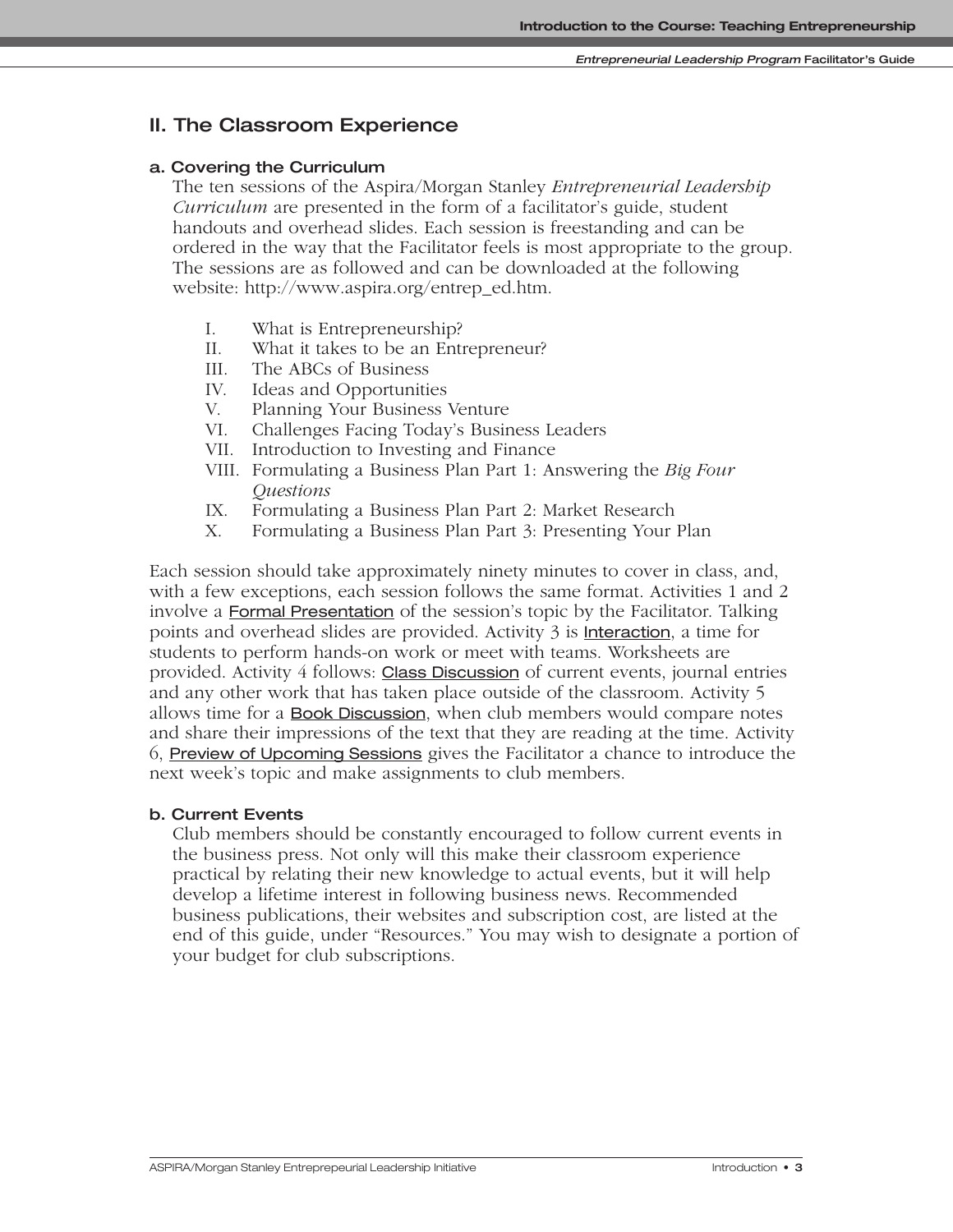## II. The Classroom Experience

### a. Covering the Curriculum

The ten sessions of the Aspira/Morgan Stanley *Entrepreneurial Leadership Curriculum* are presented in the form of a facilitator's guide, student handouts and overhead slides. Each session is freestanding and can be ordered in the way that the Facilitator feels is most appropriate to the group. The sessions are as followed and can be downloaded at the following website: http://www.aspira.org/entrep_ed.htm.

I. What is Entrepreneurship?
II. What it takes to be an Entrepreneur?
III. The ABCs of Business
IV. Ideas and Opportunities
V. Planning Your Business Venture
VI. Challenges Facing Today's Business Leaders
VII. Introduction to Investing and Finance
VIII. Formulating a Business Plan Part 1: Answering the *Big Four Questions*
IX. Formulating a Business Plan Part 2: Market Research
X. Formulating a Business Plan Part 3: Presenting Your Plan

Each session should take approximately ninety minutes to cover in class, and, with a few exceptions, each session follows the same format. Activities 1 and 2 involve a Formal Presentation of the session's topic by the Facilitator. Talking points and overhead slides are provided. Activity 3 is Interaction, a time for students to perform hands-on work or meet with teams. Worksheets are provided. Activity 4 follows: Class Discussion of current events, journal entries and any other work that has taken place outside of the classroom. Activity 5 allows time for a Book Discussion, when club members would compare notes and share their impressions of the text that they are reading at the time. Activity 6, Preview of Upcoming Sessions gives the Facilitator a chance to introduce the next week's topic and make assignments to club members.

### b. Current Events

Club members should be constantly encouraged to follow current events in the business press. Not only will this make their classroom experience practical by relating their new knowledge to actual events, but it will help develop a lifetime interest in following business news. Recommended business publications, their websites and subscription cost, are listed at the end of this guide, under "Resources." You may wish to designate a portion of your budget for club subscriptions.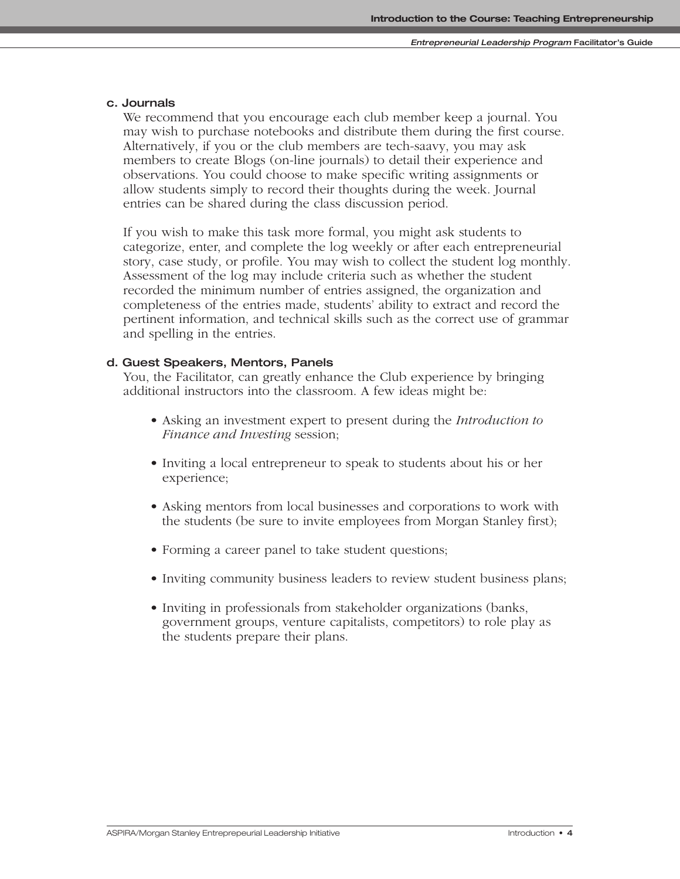### c. Journals

We recommend that you encourage each club member keep a journal. You may wish to purchase notebooks and distribute them during the first course. Alternatively, if you or the club members are tech-saavy, you may ask members to create Blogs (on-line journals) to detail their experience and observations. You could choose to make specific writing assignments or allow students simply to record their thoughts during the week. Journal entries can be shared during the class discussion period.

If you wish to make this task more formal, you might ask students to categorize, enter, and complete the log weekly or after each entrepreneurial story, case study, or profile. You may wish to collect the student log monthly. Assessment of the log may include criteria such as whether the student recorded the minimum number of entries assigned, the organization and completeness of the entries made, students' ability to extract and record the pertinent information, and technical skills such as the correct use of grammar and spelling in the entries.

### d. Guest Speakers, Mentors, Panels

You, the Facilitator, can greatly enhance the Club experience by bringing additional instructors into the classroom. A few ideas might be:

- Asking an investment expert to present during the *Introduction to Finance and Investing* session;
- Inviting a local entrepreneur to speak to students about his or her experience;
- Asking mentors from local businesses and corporations to work with the students (be sure to invite employees from Morgan Stanley first);
- Forming a career panel to take student questions;
- Inviting community business leaders to review student business plans;
- Inviting in professionals from stakeholder organizations (banks, government groups, venture capitalists, competitors) to role play as the students prepare their plans.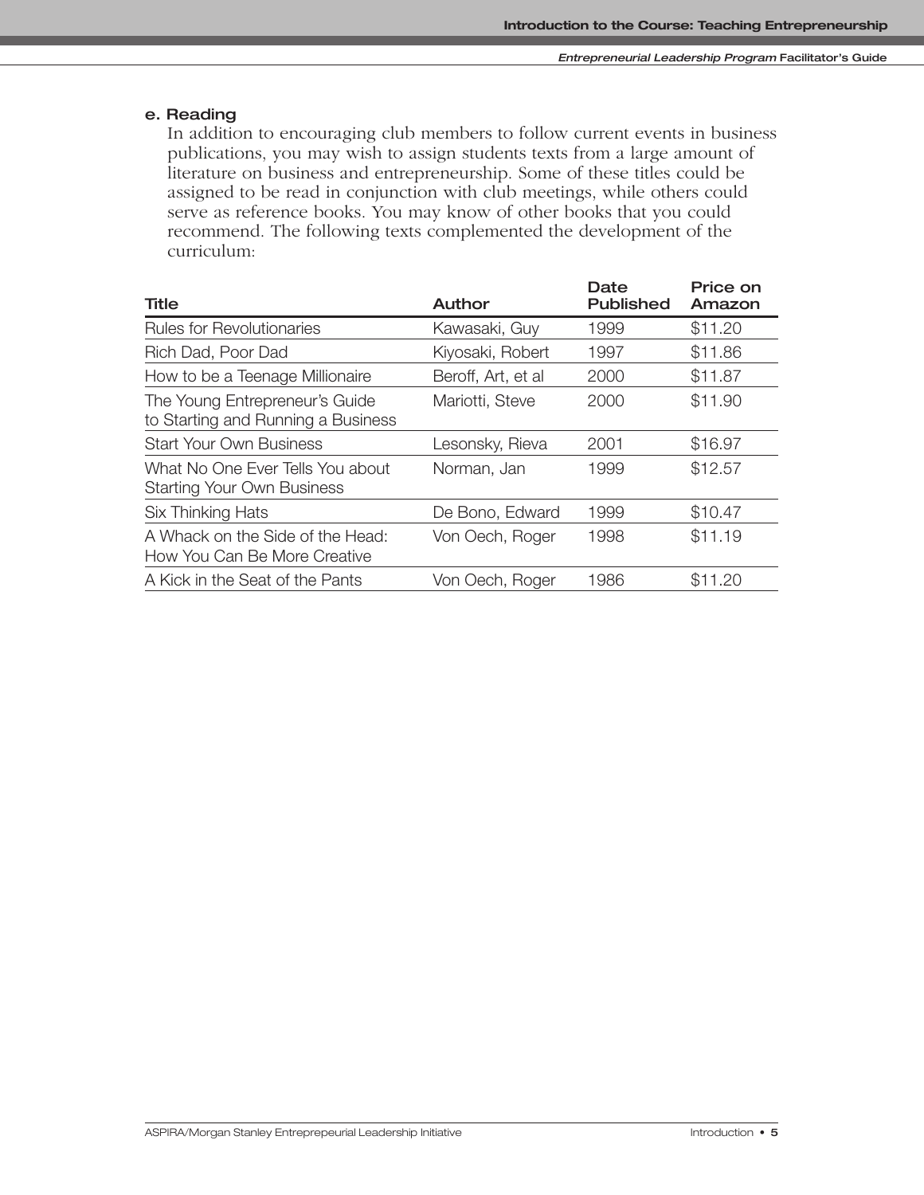### e. Reading

In addition to encouraging club members to follow current events in business publications, you may wish to assign students texts from a large amount of literature on business and entrepreneurship. Some of these titles could be assigned to be read in conjunction with club meetings, while others could serve as reference books. You may know of other books that you could recommend. The following texts complemented the development of the curriculum:

| Title | Author | Date Published | Price on Amazon |
|---|---|---|---|
| Rules for Revolutionaries | Kawasaki, Guy | 1999 | $11.20 |
| Rich Dad, Poor Dad | Kiyosaki, Robert | 1997 | $11.86 |
| How to be a Teenage Millionaire | Beroff, Art, et al | 2000 | $11.87 |
| The Young Entrepreneur's Guide to Starting and Running a Business | Mariotti, Steve | 2000 | $11.90 |
| Start Your Own Business | Lesonsky, Rieva | 2001 | $16.97 |
| What No One Ever Tells You about Starting Your Own Business | Norman, Jan | 1999 | $12.57 |
| Six Thinking Hats | De Bono, Edward | 1999 | $10.47 |
| A Whack on the Side of the Head: How You Can Be More Creative | Von Oech, Roger | 1998 | $11.19 |
| A Kick in the Seat of the Pants | Von Oech, Roger | 1986 | $11.20 |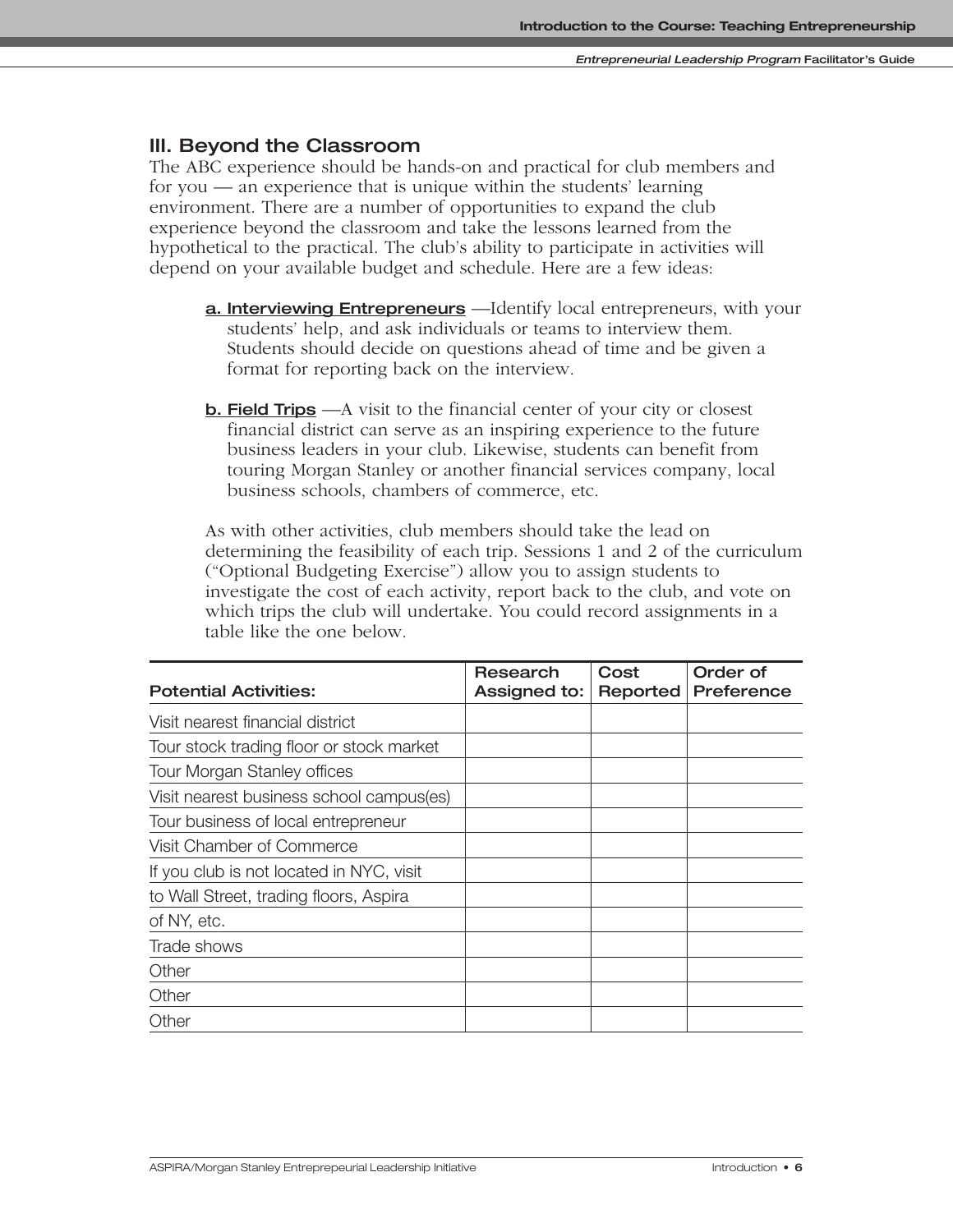## III. Beyond the Classroom

The ABC experience should be hands-on and practical for club members and for you — an experience that is unique within the students' learning environment. There are a number of opportunities to expand the club experience beyond the classroom and take the lessons learned from the hypothetical to the practical. The club's ability to participate in activities will depend on your available budget and schedule. Here are a few ideas:

**a. Interviewing Entrepreneurs** —Identify local entrepreneurs, with your students' help, and ask individuals or teams to interview them. Students should decide on questions ahead of time and be given a format for reporting back on the interview.

**b. Field Trips** —A visit to the financial center of your city or closest financial district can serve as an inspiring experience to the future business leaders in your club. Likewise, students can benefit from touring Morgan Stanley or another financial services company, local business schools, chambers of commerce, etc.

As with other activities, club members should take the lead on determining the feasibility of each trip. Sessions 1 and 2 of the curriculum ("Optional Budgeting Exercise") allow you to assign students to investigate the cost of each activity, report back to the club, and vote on which trips the club will undertake. You could record assignments in a table like the one below.

| Potential Activities: | Research Assigned to: | Cost Reported | Order of Preference |
|---|---|---|---|
| Visit nearest financial district | | | |
| Tour stock trading floor or stock market | | | |
| Tour Morgan Stanley offices | | | |
| Visit nearest business school campus(es) | | | |
| Tour business of local entrepreneur | | | |
| Visit Chamber of Commerce | | | |
| If you club is not located in NYC, visit | | | |
| to Wall Street, trading floors, Aspira | | | |
| of NY, etc. | | | |
| Trade shows | | | |
| Other | | | |
| Other | | | |
| Other | | | |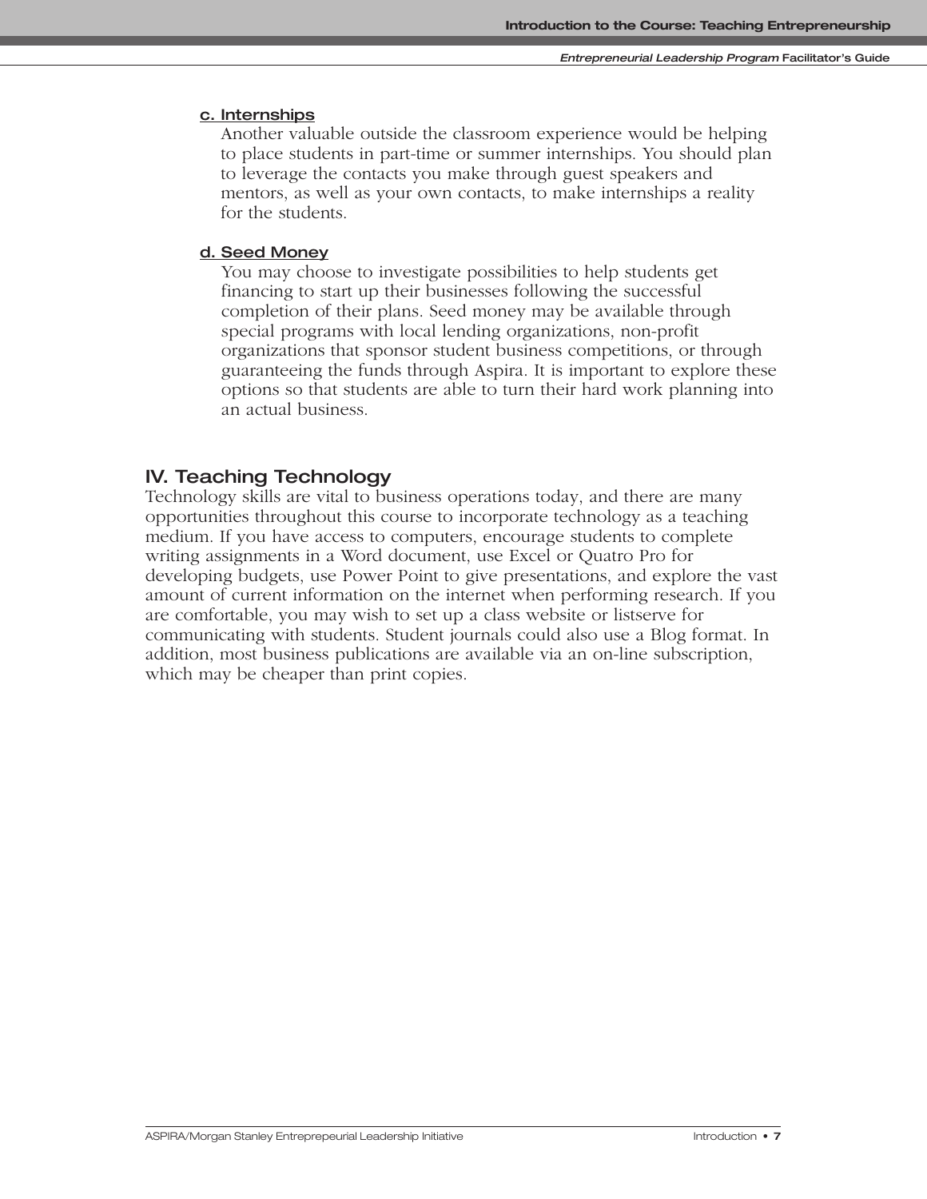#### c. Internships

Another valuable outside the classroom experience would be helping to place students in part-time or summer internships. You should plan to leverage the contacts you make through guest speakers and mentors, as well as your own contacts, to make internships a reality for the students.

#### d. Seed Money

You may choose to investigate possibilities to help students get financing to start up their businesses following the successful completion of their plans. Seed money may be available through special programs with local lending organizations, non-profit organizations that sponsor student business competitions, or through guaranteeing the funds through Aspira. It is important to explore these options so that students are able to turn their hard work planning into an actual business.

## IV. Teaching Technology

Technology skills are vital to business operations today, and there are many opportunities throughout this course to incorporate technology as a teaching medium. If you have access to computers, encourage students to complete writing assignments in a Word document, use Excel or Quatro Pro for developing budgets, use Power Point to give presentations, and explore the vast amount of current information on the internet when performing research. If you are comfortable, you may wish to set up a class website or listserve for communicating with students. Student journals could also use a Blog format. In addition, most business publications are available via an on-line subscription, which may be cheaper than print copies.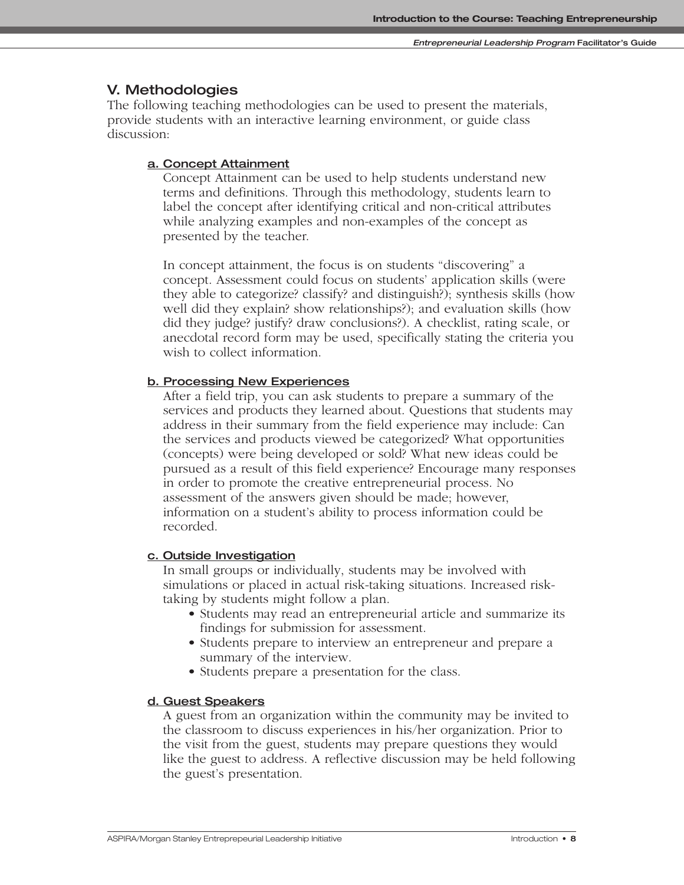## V. Methodologies

The following teaching methodologies can be used to present the materials, provide students with an interactive learning environment, or guide class discussion:

### a. Concept Attainment

Concept Attainment can be used to help students understand new terms and definitions. Through this methodology, students learn to label the concept after identifying critical and non-critical attributes while analyzing examples and non-examples of the concept as presented by the teacher.

In concept attainment, the focus is on students "discovering" a concept. Assessment could focus on students' application skills (were they able to categorize? classify? and distinguish?); synthesis skills (how well did they explain? show relationships?); and evaluation skills (how did they judge? justify? draw conclusions?). A checklist, rating scale, or anecdotal record form may be used, specifically stating the criteria you wish to collect information.

### b. Processing New Experiences

After a field trip, you can ask students to prepare a summary of the services and products they learned about. Questions that students may address in their summary from the field experience may include: Can the services and products viewed be categorized? What opportunities (concepts) were being developed or sold? What new ideas could be pursued as a result of this field experience? Encourage many responses in order to promote the creative entrepreneurial process. No assessment of the answers given should be made; however, information on a student's ability to process information could be recorded.

### c. Outside Investigation

In small groups or individually, students may be involved with simulations or placed in actual risk-taking situations. Increased risk-taking by students might follow a plan.

- Students may read an entrepreneurial article and summarize its findings for submission for assessment.
- Students prepare to interview an entrepreneur and prepare a summary of the interview.
- Students prepare a presentation for the class.

### d. Guest Speakers

A guest from an organization within the community may be invited to the classroom to discuss experiences in his/her organization. Prior to the visit from the guest, students may prepare questions they would like the guest to address. A reflective discussion may be held following the guest's presentation.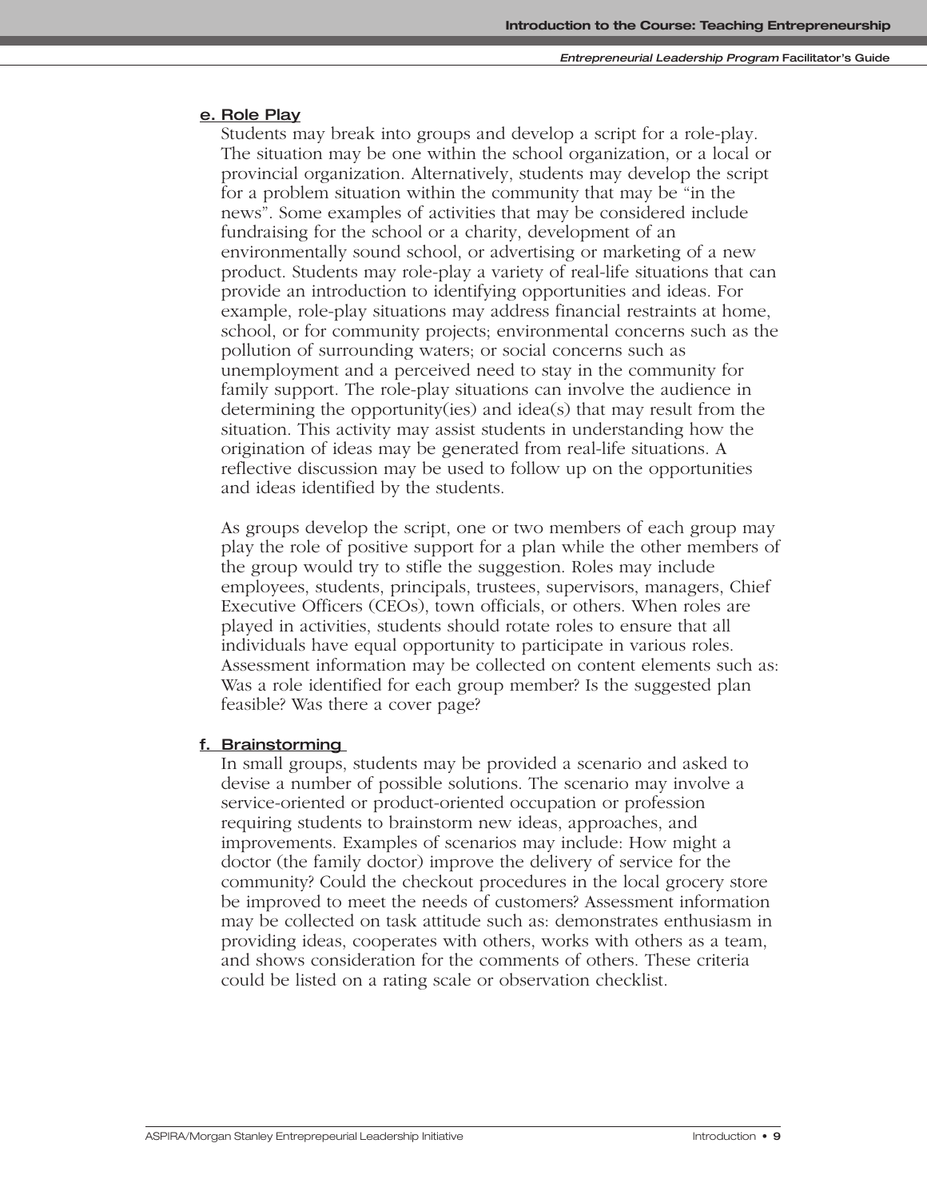### e. Role Play

Students may break into groups and develop a script for a role-play. The situation may be one within the school organization, or a local or provincial organization. Alternatively, students may develop the script for a problem situation within the community that may be "in the news". Some examples of activities that may be considered include fundraising for the school or a charity, development of an environmentally sound school, or advertising or marketing of a new product. Students may role-play a variety of real-life situations that can provide an introduction to identifying opportunities and ideas. For example, role-play situations may address financial restraints at home, school, or for community projects; environmental concerns such as the pollution of surrounding waters; or social concerns such as unemployment and a perceived need to stay in the community for family support. The role-play situations can involve the audience in determining the opportunity(ies) and idea(s) that may result from the situation. This activity may assist students in understanding how the origination of ideas may be generated from real-life situations. A reflective discussion may be used to follow up on the opportunities and ideas identified by the students.

As groups develop the script, one or two members of each group may play the role of positive support for a plan while the other members of the group would try to stifle the suggestion. Roles may include employees, students, principals, trustees, supervisors, managers, Chief Executive Officers (CEOs), town officials, or others. When roles are played in activities, students should rotate roles to ensure that all individuals have equal opportunity to participate in various roles. Assessment information may be collected on content elements such as: Was a role identified for each group member? Is the suggested plan feasible? Was there a cover page?

### f. Brainstorming

In small groups, students may be provided a scenario and asked to devise a number of possible solutions. The scenario may involve a service-oriented or product-oriented occupation or profession requiring students to brainstorm new ideas, approaches, and improvements. Examples of scenarios may include: How might a doctor (the family doctor) improve the delivery of service for the community? Could the checkout procedures in the local grocery store be improved to meet the needs of customers? Assessment information may be collected on task attitude such as: demonstrates enthusiasm in providing ideas, cooperates with others, works with others as a team, and shows consideration for the comments of others. These criteria could be listed on a rating scale or observation checklist.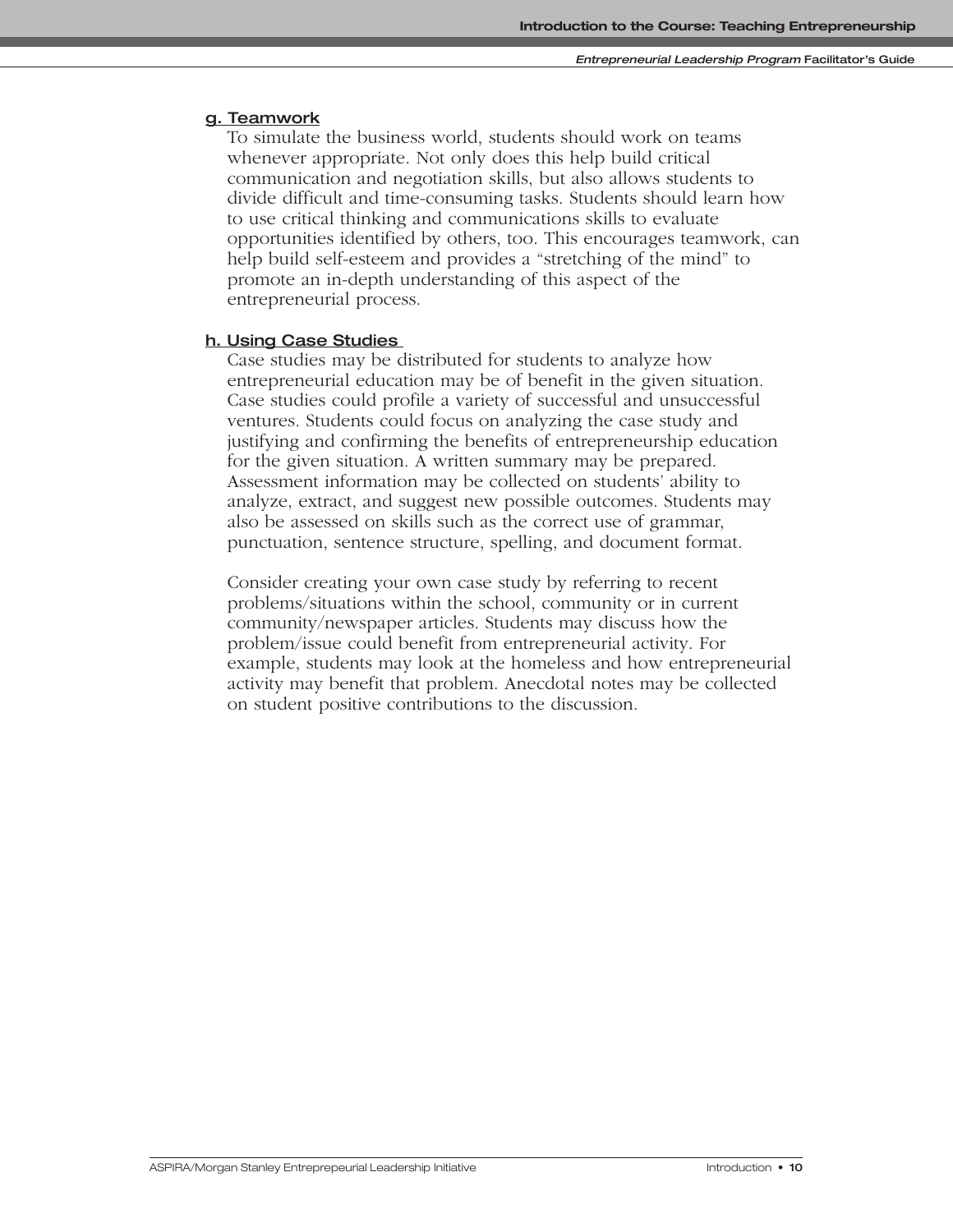### g. Teamwork

To simulate the business world, students should work on teams whenever appropriate. Not only does this help build critical communication and negotiation skills, but also allows students to divide difficult and time-consuming tasks. Students should learn how to use critical thinking and communications skills to evaluate opportunities identified by others, too. This encourages teamwork, can help build self-esteem and provides a "stretching of the mind" to promote an in-depth understanding of this aspect of the entrepreneurial process.

### h. Using Case Studies

Case studies may be distributed for students to analyze how entrepreneurial education may be of benefit in the given situation. Case studies could profile a variety of successful and unsuccessful ventures. Students could focus on analyzing the case study and justifying and confirming the benefits of entrepreneurship education for the given situation. A written summary may be prepared. Assessment information may be collected on students' ability to analyze, extract, and suggest new possible outcomes. Students may also be assessed on skills such as the correct use of grammar, punctuation, sentence structure, spelling, and document format.

Consider creating your own case study by referring to recent problems/situations within the school, community or in current community/newspaper articles. Students may discuss how the problem/issue could benefit from entrepreneurial activity. For example, students may look at the homeless and how entrepreneurial activity may benefit that problem. Anecdotal notes may be collected on student positive contributions to the discussion.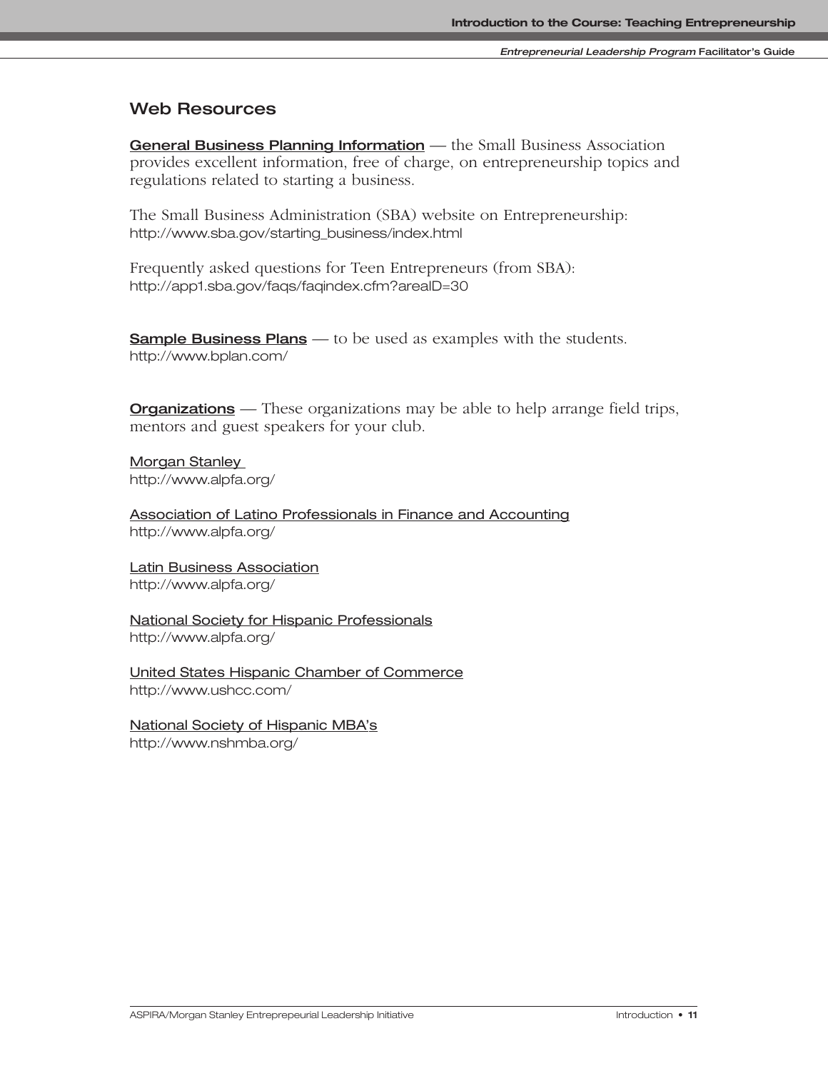## Web Resources

**General Business Planning Information** — the Small Business Association provides excellent information, free of charge, on entrepreneurship topics and regulations related to starting a business.

The Small Business Administration (SBA) website on Entrepreneurship:
http://www.sba.gov/starting_business/index.html

Frequently asked questions for Teen Entrepreneurs (from SBA):
http://app1.sba.gov/faqs/faqindex.cfm?areaID=30

**Sample Business Plans** — to be used as examples with the students.
http://www.bplan.com/

**Organizations** — These organizations may be able to help arrange field trips, mentors and guest speakers for your club.

Morgan Stanley
http://www.alpfa.org/

Association of Latino Professionals in Finance and Accounting
http://www.alpfa.org/

Latin Business Association
http://www.alpfa.org/

National Society for Hispanic Professionals
http://www.alpfa.org/

United States Hispanic Chamber of Commerce
http://www.ushcc.com/

National Society of Hispanic MBA's
http://www.nshmba.org/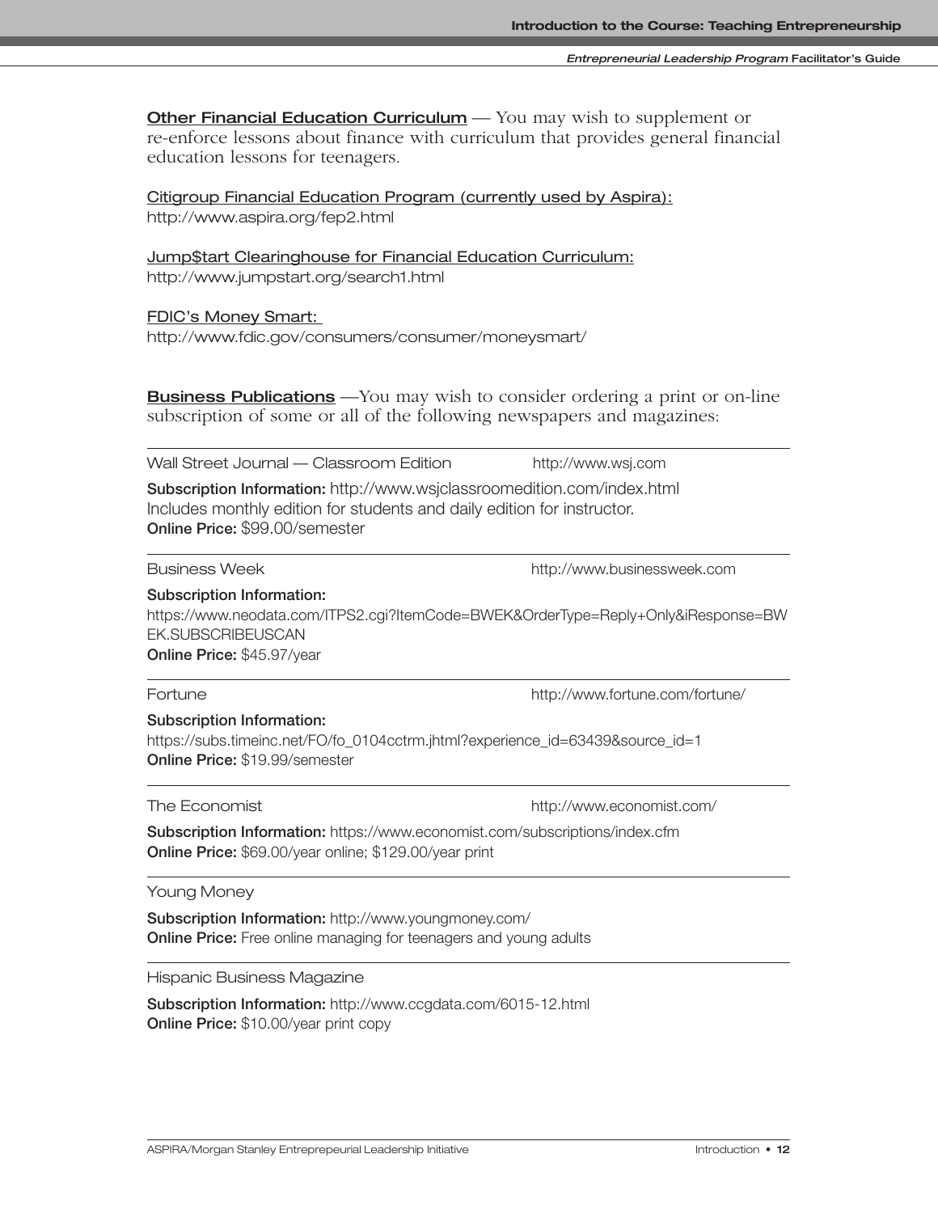**Other Financial Education Curriculum** — You may wish to supplement or re-enforce lessons about finance with curriculum that provides general financial education lessons for teenagers.

Citigroup Financial Education Program (currently used by Aspira):
http://www.aspira.org/fep2.html

Jump$tart Clearinghouse for Financial Education Curriculum:
http://www.jumpstart.org/search1.html

FDIC's Money Smart:
http://www.fdic.gov/consumers/consumer/moneysmart/

**Business Publications** —You may wish to consider ordering a print or on-line subscription of some or all of the following newspapers and magazines:

---

Wall Street Journal — Classroom Edition http://www.wsj.com

**Subscription Information:** http://www.wsjclassroomedition.com/index.html
Includes monthly edition for students and daily edition for instructor.
**Online Price:** $99.00/semester

---

Business Week http://www.businessweek.com

**Subscription Information:**
https://www.neodata.com/ITPS2.cgi?ItemCode=BWEK&OrderType=Reply+Only&iResponse=BWEK.SUBSCRIBEUSCAN
**Online Price:** $45.97/year

---

Fortune http://www.fortune.com/fortune/

**Subscription Information:**
https://subs.timeinc.net/FO/fo_0104cctrm.jhtml?experience_id=63439&source_id=1
**Online Price:** $19.99/semester

---

The Economist http://www.economist.com/

**Subscription Information:** https://www.economist.com/subscriptions/index.cfm
**Online Price:** $69.00/year online; $129.00/year print

---

Young Money

**Subscription Information:** http://www.youngmoney.com/
**Online Price:** Free online managing for teenagers and young adults

---

Hispanic Business Magazine

**Subscription Information:** http://www.ccgdata.com/6015-12.html
**Online Price:** $10.00/year print copy